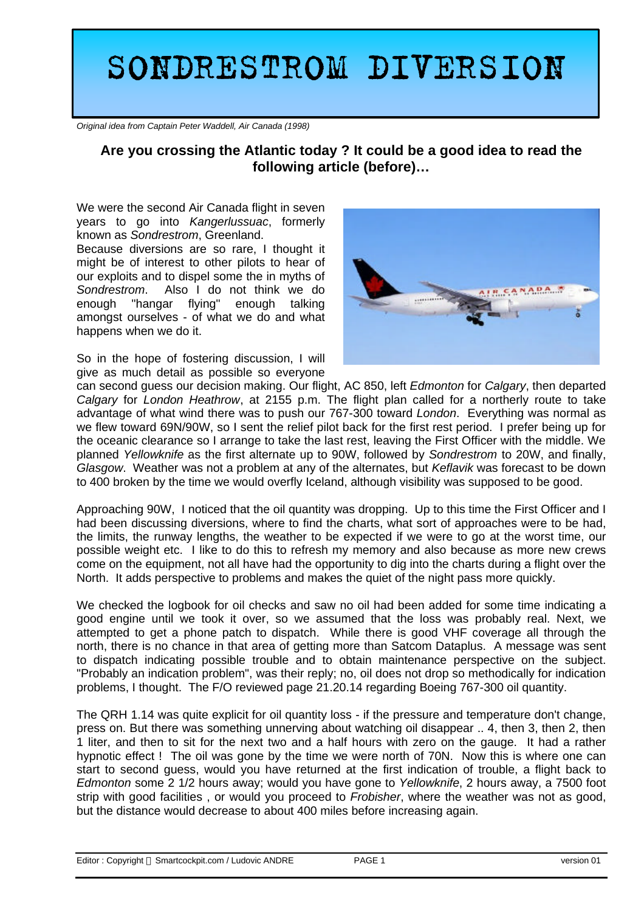# SONDRESTROM DIVERSION

*Original idea from Captain Peter Waddell, Air Canada (1998)*

**Are you crossing the Atlantic today ? It could be a good idea to read the following article (before)…**

We were the second Air Canada flight in seven years to go into *Kangerlussuac*, formerly known as *Sondrestrom*, Greenland.
Because diversions are so rare, I thought it might be of interest to other pilots to hear of our exploits and to dispel some the in myths of *Sondrestrom*. Also I do not think we do enough "hangar flying" enough talking amongst ourselves - of what we do and what happens when we do it.

So in the hope of fostering discussion, I will give as much detail as possible so everyone can second guess our decision making. Our flight, AC 850, left *Edmonton* for *Calgary*, then departed *Calgary* for *London Heathrow*, at 2155 p.m. The flight plan called for a northerly route to take advantage of what wind there was to push our 767-300 toward *London*. Everything was normal as we flew toward 69N/90W, so I sent the relief pilot back for the first rest period. I prefer being up for the oceanic clearance so I arrange to take the last rest, leaving the First Officer with the middle. We planned *Yellowknife* as the first alternate up to 90W, followed by *Sondrestrom* to 20W, and finally, *Glasgow*. Weather was not a problem at any of the alternates, but *Keflavik* was forecast to be down to 400 broken by the time we would overfly Iceland, although visibility was supposed to be good.

Approaching 90W, I noticed that the oil quantity was dropping. Up to this time the First Officer and I had been discussing diversions, where to find the charts, what sort of approaches were to be had, the limits, the runway lengths, the weather to be expected if we were to go at the worst time, our possible weight etc. I like to do this to refresh my memory and also because as more new crews come on the equipment, not all have had the opportunity to dig into the charts during a flight over the North. It adds perspective to problems and makes the quiet of the night pass more quickly.

We checked the logbook for oil checks and saw no oil had been added for some time indicating a good engine until we took it over, so we assumed that the loss was probably real. Next, we attempted to get a phone patch to dispatch. While there is good VHF coverage all through the north, there is no chance in that area of getting more than Satcom Dataplus. A message was sent to dispatch indicating possible trouble and to obtain maintenance perspective on the subject. "Probably an indication problem", was their reply; no, oil does not drop so methodically for indication problems, I thought. The F/O reviewed page 21.20.14 regarding Boeing 767-300 oil quantity.

The QRH 1.14 was quite explicit for oil quantity loss - if the pressure and temperature don't change, press on. But there was something unnerving about watching oil disappear .. 4, then 3, then 2, then 1 liter, and then to sit for the next two and a half hours with zero on the gauge. It had a rather hypnotic effect ! The oil was gone by the time we were north of 70N. Now this is where one can start to second guess, would you have returned at the first indication of trouble, a flight back to *Edmonton* some 2 1/2 hours away; would you have gone to *Yellowknife*, 2 hours away, a 7500 foot strip with good facilities , or would you proceed to *Frobisher*, where the weather was not as good, but the distance would decrease to about 400 miles before increasing again.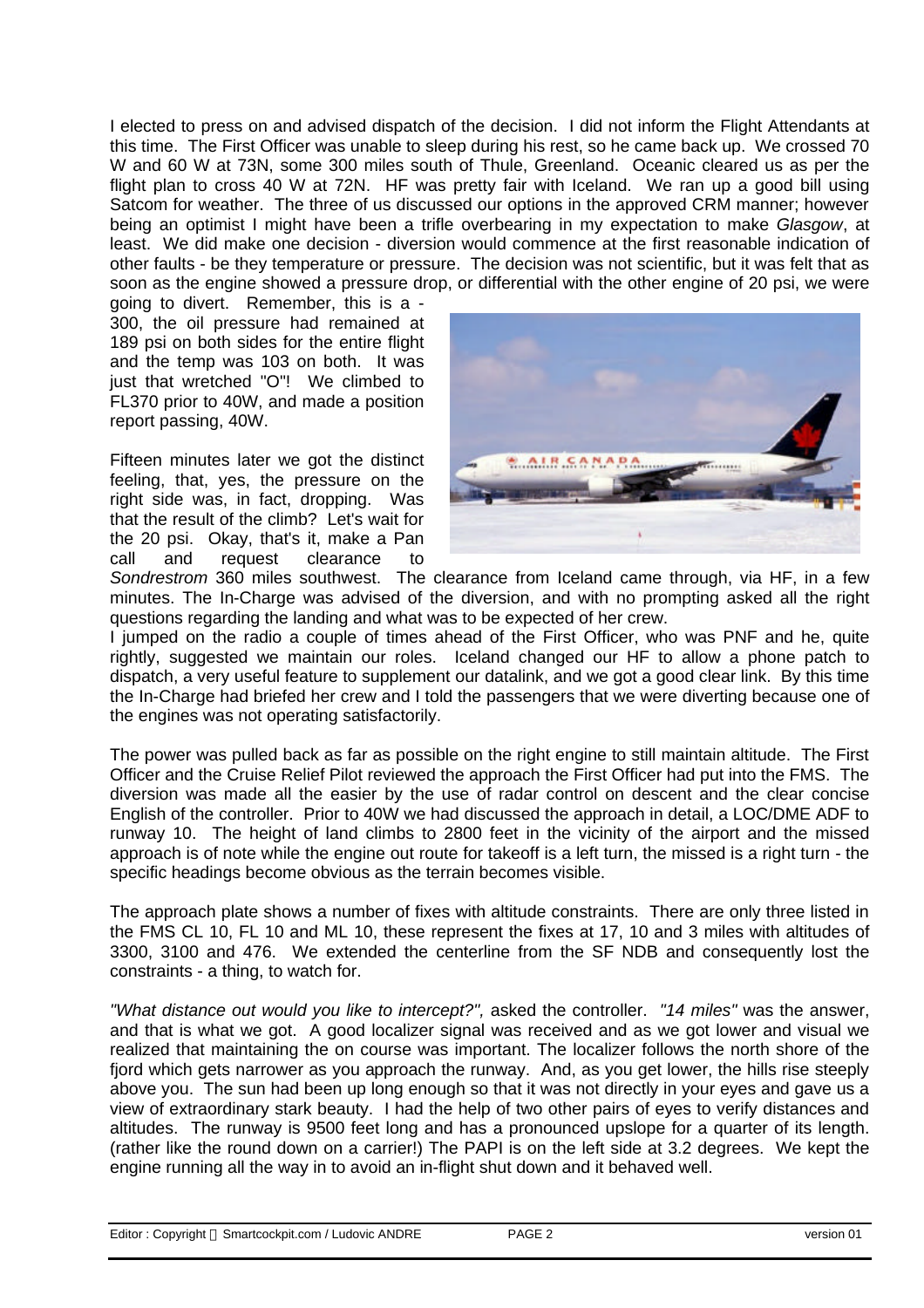I elected to press on and advised dispatch of the decision. I did not inform the Flight Attendants at this time. The First Officer was unable to sleep during his rest, so he came back up. We crossed 70 W and 60 W at 73N, some 300 miles south of Thule, Greenland. Oceanic cleared us as per the flight plan to cross 40 W at 72N. HF was pretty fair with Iceland. We ran up a good bill using Satcom for weather. The three of us discussed our options in the approved CRM manner; however being an optimist I might have been a trifle overbearing in my expectation to make *Glasgow*, at least. We did make one decision - diversion would commence at the first reasonable indication of other faults - be they temperature or pressure. The decision was not scientific, but it was felt that as soon as the engine showed a pressure drop, or differential with the other engine of 20 psi, we were going to divert. Remember, this is a -300, the oil pressure had remained at 189 psi on both sides for the entire flight and the temp was 103 on both. It was just that wretched "O"! We climbed to FL370 prior to 40W, and made a position report passing, 40W.

Fifteen minutes later we got the distinct feeling, that, yes, the pressure on the right side was, in fact, dropping. Was that the result of the climb? Let's wait for the 20 psi. Okay, that's it, make a Pan call and request clearance to *Sondrestrom* 360 miles southwest. The clearance from Iceland came through, via HF, in a few minutes. The In-Charge was advised of the diversion, and with no prompting asked all the right questions regarding the landing and what was to be expected of her crew.

I jumped on the radio a couple of times ahead of the First Officer, who was PNF and he, quite rightly, suggested we maintain our roles. Iceland changed our HF to allow a phone patch to dispatch, a very useful feature to supplement our datalink, and we got a good clear link. By this time the In-Charge had briefed her crew and I told the passengers that we were diverting because one of the engines was not operating satisfactorily.

The power was pulled back as far as possible on the right engine to still maintain altitude. The First Officer and the Cruise Relief Pilot reviewed the approach the First Officer had put into the FMS. The diversion was made all the easier by the use of radar control on descent and the clear concise English of the controller. Prior to 40W we had discussed the approach in detail, a LOC/DME ADF to runway 10. The height of land climbs to 2800 feet in the vicinity of the airport and the missed approach is of note while the engine out route for takeoff is a left turn, the missed is a right turn - the specific headings become obvious as the terrain becomes visible.

The approach plate shows a number of fixes with altitude constraints. There are only three listed in the FMS CL 10, FL 10 and ML 10, these represent the fixes at 17, 10 and 3 miles with altitudes of 3300, 3100 and 476. We extended the centerline from the SF NDB and consequently lost the constraints - a thing, to watch for.

*"What distance out would you like to intercept?",* asked the controller. *"14 miles"* was the answer, and that is what we got. A good localizer signal was received and as we got lower and visual we realized that maintaining the on course was important. The localizer follows the north shore of the fjord which gets narrower as you approach the runway. And, as you get lower, the hills rise steeply above you. The sun had been up long enough so that it was not directly in your eyes and gave us a view of extraordinary stark beauty. I had the help of two other pairs of eyes to verify distances and altitudes. The runway is 9500 feet long and has a pronounced upslope for a quarter of its length. (rather like the round down on a carrier!) The PAPI is on the left side at 3.2 degrees. We kept the engine running all the way in to avoid an in-flight shut down and it behaved well.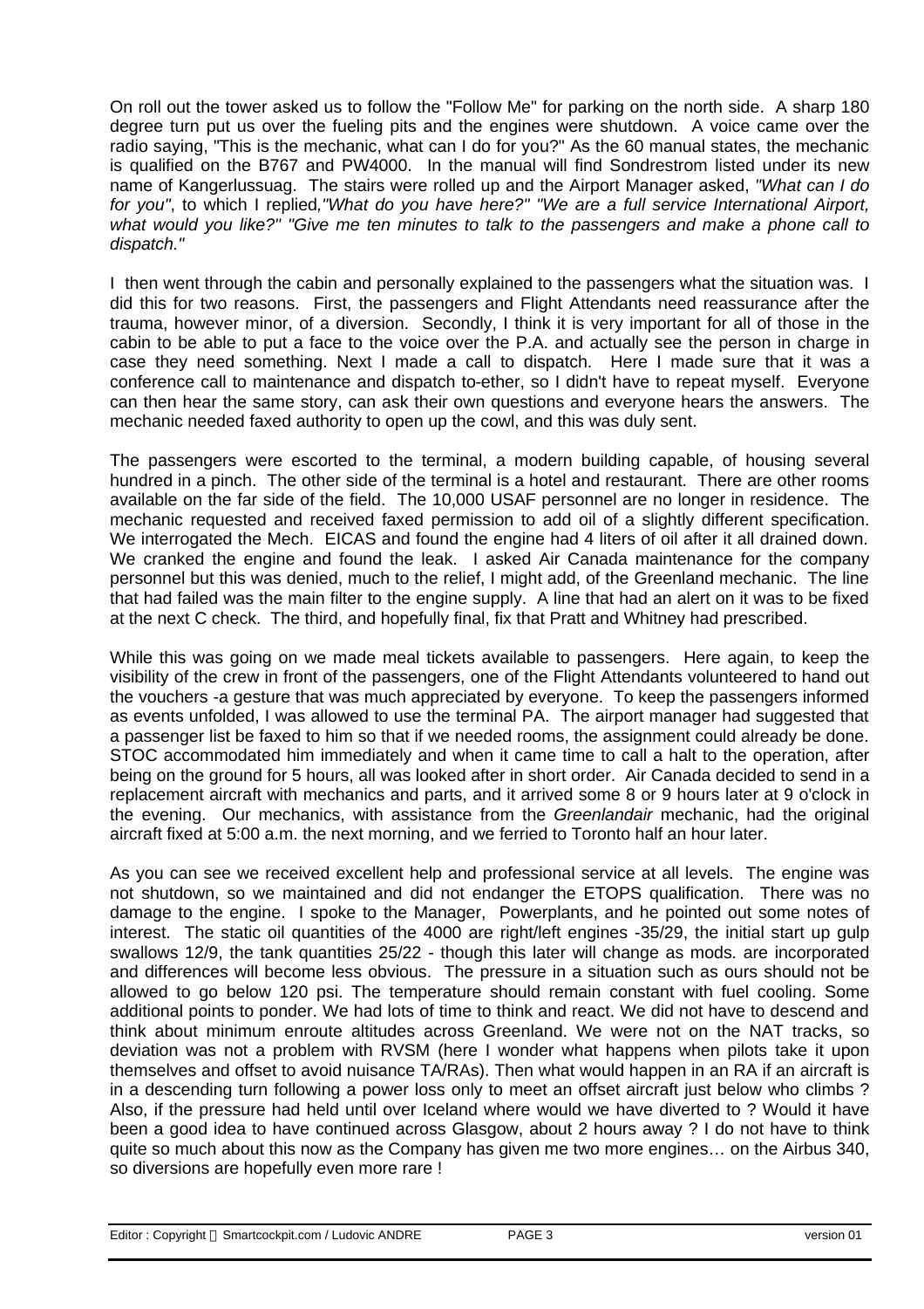On roll out the tower asked us to follow the "Follow Me" for parking on the north side. A sharp 180 degree turn put us over the fueling pits and the engines were shutdown. A voice came over the radio saying, "This is the mechanic, what can I do for you?" As the 60 manual states, the mechanic is qualified on the B767 and PW4000. In the manual will find Sondrestrom listed under its new name of Kangerlussuag. The stairs were rolled up and the Airport Manager asked, *"What can I do for you"*, to which I replied*,"What do you have here?" "We are a full service International Airport, what would you like?" "Give me ten minutes to talk to the passengers and make a phone call to dispatch."*

I then went through the cabin and personally explained to the passengers what the situation was. I did this for two reasons. First, the passengers and Flight Attendants need reassurance after the trauma, however minor, of a diversion. Secondly, I think it is very important for all of those in the cabin to be able to put a face to the voice over the P.A. and actually see the person in charge in case they need something. Next I made a call to dispatch. Here I made sure that it was a conference call to maintenance and dispatch to-ether, so I didn't have to repeat myself. Everyone can then hear the same story, can ask their own questions and everyone hears the answers. The mechanic needed faxed authority to open up the cowl, and this was duly sent.

The passengers were escorted to the terminal, a modern building capable, of housing several hundred in a pinch. The other side of the terminal is a hotel and restaurant. There are other rooms available on the far side of the field. The 10,000 USAF personnel are no longer in residence. The mechanic requested and received faxed permission to add oil of a slightly different specification. We interrogated the Mech. EICAS and found the engine had 4 liters of oil after it all drained down. We cranked the engine and found the leak. I asked Air Canada maintenance for the company personnel but this was denied, much to the relief, I might add, of the Greenland mechanic. The line that had failed was the main filter to the engine supply. A line that had an alert on it was to be fixed at the next C check. The third, and hopefully final, fix that Pratt and Whitney had prescribed.

While this was going on we made meal tickets available to passengers. Here again, to keep the visibility of the crew in front of the passengers, one of the Flight Attendants volunteered to hand out the vouchers -a gesture that was much appreciated by everyone. To keep the passengers informed as events unfolded, I was allowed to use the terminal PA. The airport manager had suggested that a passenger list be faxed to him so that if we needed rooms, the assignment could already be done. STOC accommodated him immediately and when it came time to call a halt to the operation, after being on the ground for 5 hours, all was looked after in short order. Air Canada decided to send in a replacement aircraft with mechanics and parts, and it arrived some 8 or 9 hours later at 9 o'clock in the evening. Our mechanics, with assistance from the *Greenlandair* mechanic, had the original aircraft fixed at 5:00 a.m. the next morning, and we ferried to Toronto half an hour later.

As you can see we received excellent help and professional service at all levels. The engine was not shutdown, so we maintained and did not endanger the ETOPS qualification. There was no damage to the engine. I spoke to the Manager, Powerplants, and he pointed out some notes of interest. The static oil quantities of the 4000 are right/left engines -35/29, the initial start up gulp swallows 12/9, the tank quantities 25/22 - though this later will change as mods. are incorporated and differences will become less obvious. The pressure in a situation such as ours should not be allowed to go below 120 psi. The temperature should remain constant with fuel cooling. Some additional points to ponder. We had lots of time to think and react. We did not have to descend and think about minimum enroute altitudes across Greenland. We were not on the NAT tracks, so deviation was not a problem with RVSM (here I wonder what happens when pilots take it upon themselves and offset to avoid nuisance TA/RAs). Then what would happen in an RA if an aircraft is in a descending turn following a power loss only to meet an offset aircraft just below who climbs ? Also, if the pressure had held until over Iceland where would we have diverted to ? Would it have been a good idea to have continued across Glasgow, about 2 hours away ? I do not have to think quite so much about this now as the Company has given me two more engines… on the Airbus 340, so diversions are hopefully even more rare !